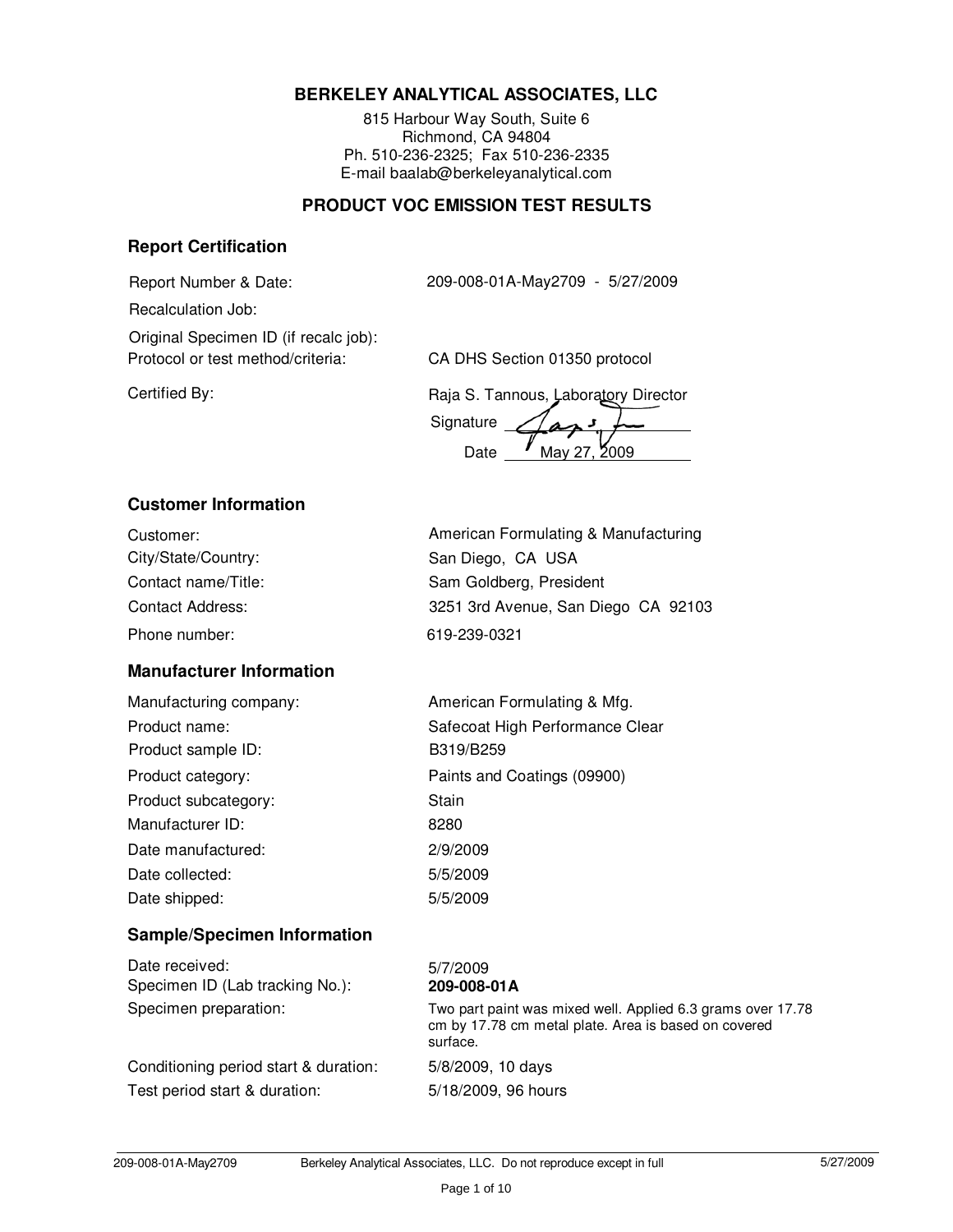# BERKELEY ANALYTICAL ASSOCIATES, LLC

815 Harbour Way South, Suite 6
Richmond, CA 94804
Ph. 510-236-2325; Fax 510-236-2335
E-mail baalab@berkeleyanalytical.com

## PRODUCT VOC EMISSION TEST RESULTS

### Report Certification

| | |
|---|---|
| Report Number & Date: | 209-008-01A-May2709 - 5/27/2009 |
| Recalculation Job: | |
| Original Specimen ID (if recalc job): | |
| Protocol or test method/criteria: | CA DHS Section 01350 protocol |
| Certified By: | Raja S. Tannous, Laboratory Director |
| | Signature |
| | Date May 27, 2009 |

### Customer Information

| | |
|---|---|
| Customer: | American Formulating & Manufacturing |
| City/State/Country: | San Diego, CA USA |
| Contact name/Title: | Sam Goldberg, President |
| Contact Address: | 3251 3rd Avenue, San Diego CA 92103 |
| Phone number: | 619-239-0321 |

### Manufacturer Information

| | |
|---|---|
| Manufacturing company: | American Formulating & Mfg. |
| Product name: | Safecoat High Performance Clear |
| Product sample ID: | B319/B259 |
| Product category: | Paints and Coatings (09900) |
| Product subcategory: | Stain |
| Manufacturer ID: | 8280 |
| Date manufactured: | 2/9/2009 |
| Date collected: | 5/5/2009 |
| Date shipped: | 5/5/2009 |

### Sample/Specimen Information

| | |
|---|---|
| Date received: | 5/7/2009 |
| Specimen ID (Lab tracking No.): | **209-008-01A** |
| Specimen preparation: | Two part paint was mixed well. Applied 6.3 grams over 17.78 cm by 17.78 cm metal plate. Area is based on covered surface. |
| Conditioning period start & duration: | 5/8/2009, 10 days |
| Test period start & duration: | 5/18/2009, 96 hours |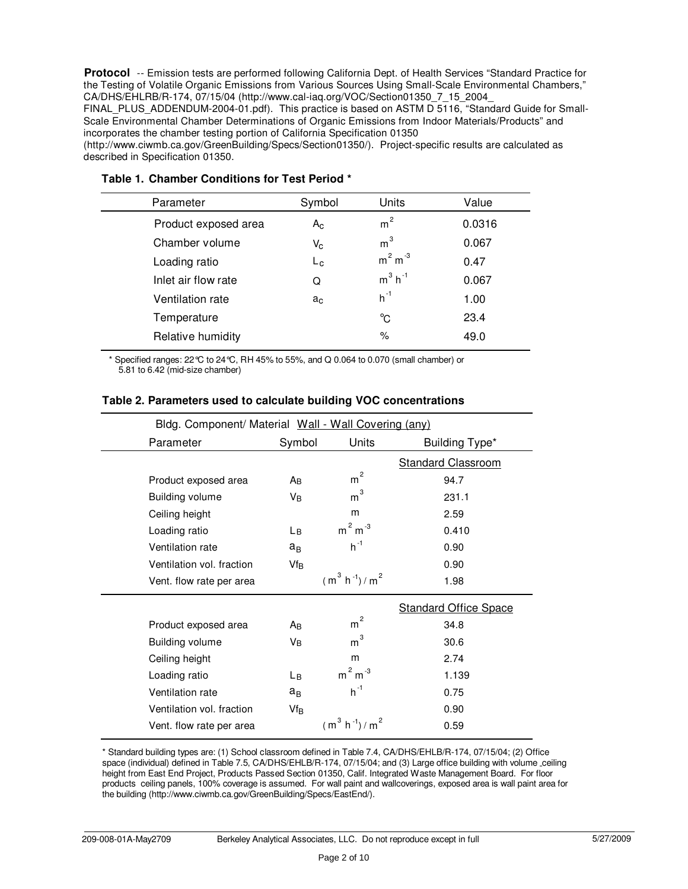**Protocol** -- Emission tests are performed following California Dept. of Health Services "Standard Practice for the Testing of Volatile Organic Emissions from Various Sources Using Small-Scale Environmental Chambers," CA/DHS/EHLRB/R-174, 07/15/04 (http://www.cal-iaq.org/VOC/Section01350_7_15_2004_FINAL_PLUS_ADDENDUM-2004-01.pdf). This practice is based on ASTM D 5116, "Standard Guide for Small-Scale Environmental Chamber Determinations of Organic Emissions from Indoor Materials/Products" and incorporates the chamber testing portion of California Specification 01350 (http://www.ciwmb.ca.gov/GreenBuilding/Specs/Section01350/). Project-specific results are calculated as described in Specification 01350.

**Table 1. Chamber Conditions for Test Period \***

| Parameter | Symbol | Units | Value |
|---|---|---|---|
| Product exposed area | $A_C$ | $m^2$ | 0.0316 |
| Chamber volume | $V_C$ | $m^3$ | 0.067 |
| Loading ratio | $L_C$ | $m^2\ m^{-3}$ | 0.47 |
| Inlet air flow rate | Q | $m^3\ h^{-1}$ | 0.067 |
| Ventilation rate | $a_C$ | $h^{-1}$ | 1.00 |
| Temperature | | °C | 23.4 |
| Relative humidity | | % | 49.0 |

\* Specified ranges: 22°C to 24°C, RH 45% to 55%, and Q 0.064 to 0.070 (small chamber) or 5.81 to 6.42 (mid-size chamber)

**Table 2. Parameters used to calculate building VOC concentrations**

Bldg. Component/ Material Wall - Wall Covering (any)

| Parameter | Symbol | Units | Building Type\* |
|---|---|---|---|
| | | | Standard Classroom |
| Product exposed area | $A_B$ | $m^2$ | 94.7 |
| Building volume | $V_B$ | $m^3$ | 231.1 |
| Ceiling height | | m | 2.59 |
| Loading ratio | $L_B$ | $m^2\ m^{-3}$ | 0.410 |
| Ventilation rate | $a_B$ | $h^{-1}$ | 0.90 |
| Ventilation vol. fraction | $Vf_B$ | | 0.90 |
| Vent. flow rate per area | | $(m^3\ h^{-1}) / m^2$ | 1.98 |
| | | | Standard Office Space |
| Product exposed area | $A_B$ | $m^2$ | 34.8 |
| Building volume | $V_B$ | $m^3$ | 30.6 |
| Ceiling height | | m | 2.74 |
| Loading ratio | $L_B$ | $m^2\ m^{-3}$ | 1.139 |
| Ventilation rate | $a_B$ | $h^{-1}$ | 0.75 |
| Ventilation vol. fraction | $Vf_B$ | | 0.90 |
| Vent. flow rate per area | | $(m^3\ h^{-1}) / m^2$ | 0.59 |

\* Standard building types are: (1) School classroom defined in Table 7.4, CA/DHS/EHLB/R-174, 07/15/04; (2) Office space (individual) defined in Table 7.5, CA/DHS/EHLB/R-174, 07/15/04; and (3) Large office building with volume _ceiling height from East End Project, Products Passed Section 01350, Calif. Integrated Waste Management Board. For floor products ceiling panels, 100% coverage is assumed. For wall paint and wallcoverings, exposed area is wall paint area for the building (http://www.ciwmb.ca.gov/GreenBuilding/Specs/EastEnd/).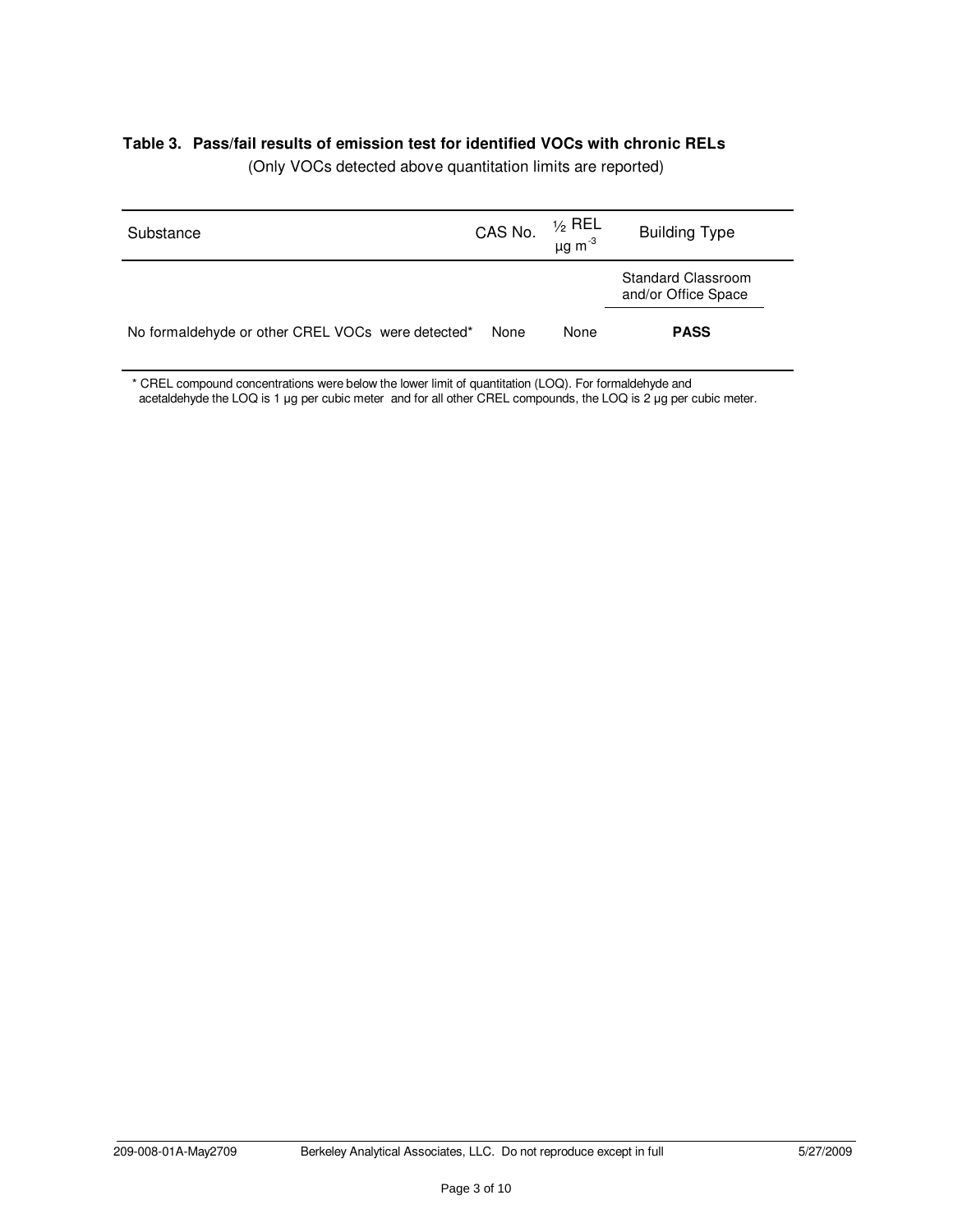**Table 3. Pass/fail results of emission test for identified VOCs with chronic RELs**

(Only VOCs detected above quantitation limits are reported)

| Substance | CAS No. | ½ REL $\mu g\ m^{-3}$ | Building Type |
|---|---|---|---|
| | | | Standard Classroom and/or Office Space |
| No formaldehyde or other CREL VOCs were detected* | None | None | **PASS** |

\* CREL compound concentrations were below the lower limit of quantitation (LOQ). For formaldehyde and acetaldehyde the LOQ is 1 µg per cubic meter and for all other CREL compounds, the LOQ is 2 µg per cubic meter.

209-008-01A-May2709 Berkeley Analytical Associates, LLC. Do not reproduce except in full 5/27/2009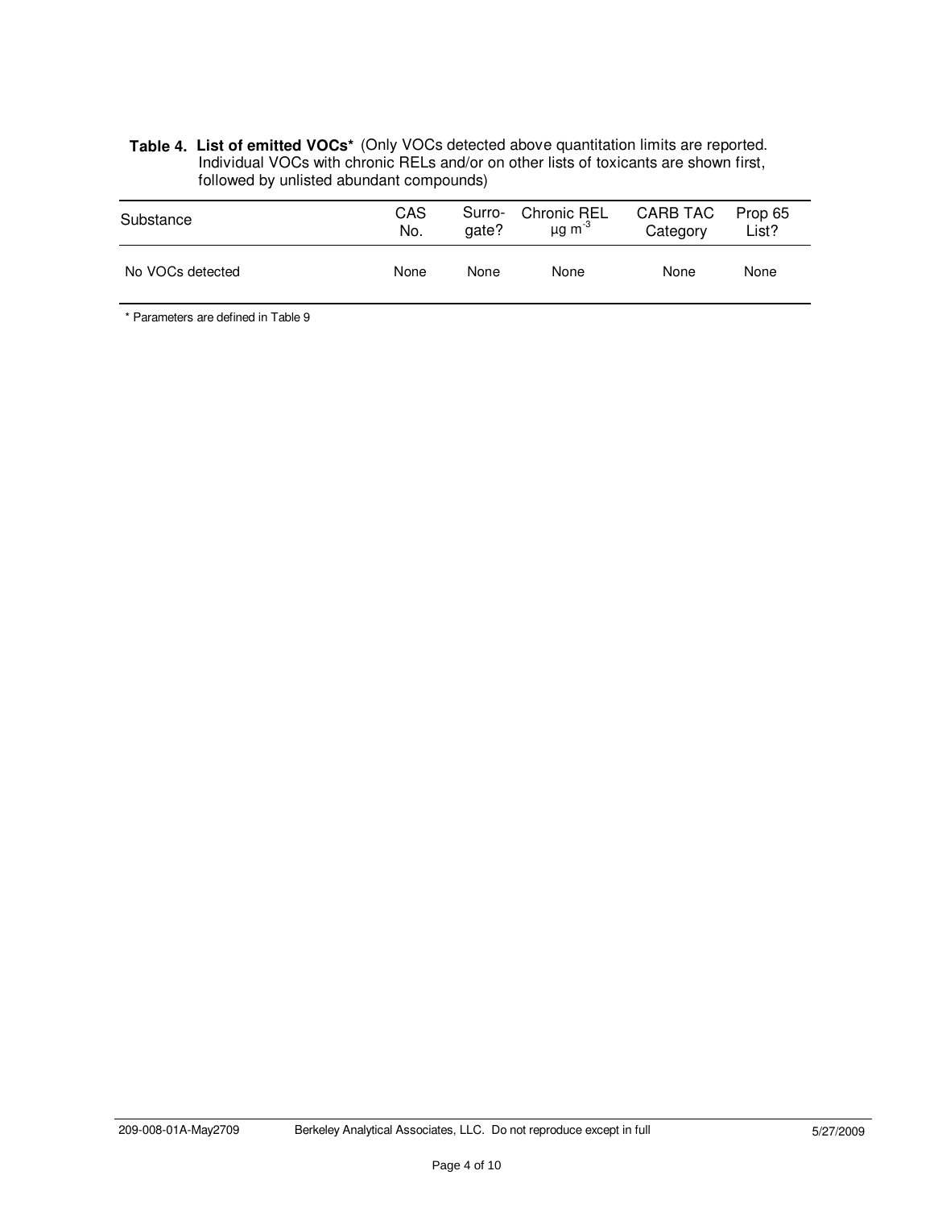**Table 4. List of emitted VOCs*** (Only VOCs detected above quantitation limits are reported. Individual VOCs with chronic RELs and/or on other lists of toxicants are shown first, followed by unlisted abundant compounds)

| Substance | CAS No. | Surro-gate? | Chronic REL $\mu g\ m^{-3}$ | CARB TAC Category | Prop 65 List? |
|---|---|---|---|---|---|
| No VOCs detected | None | None | None | None | None |

* Parameters are defined in Table 9

209-008-01A-May2709 Berkeley Analytical Associates, LLC. Do not reproduce except in full 5/27/2009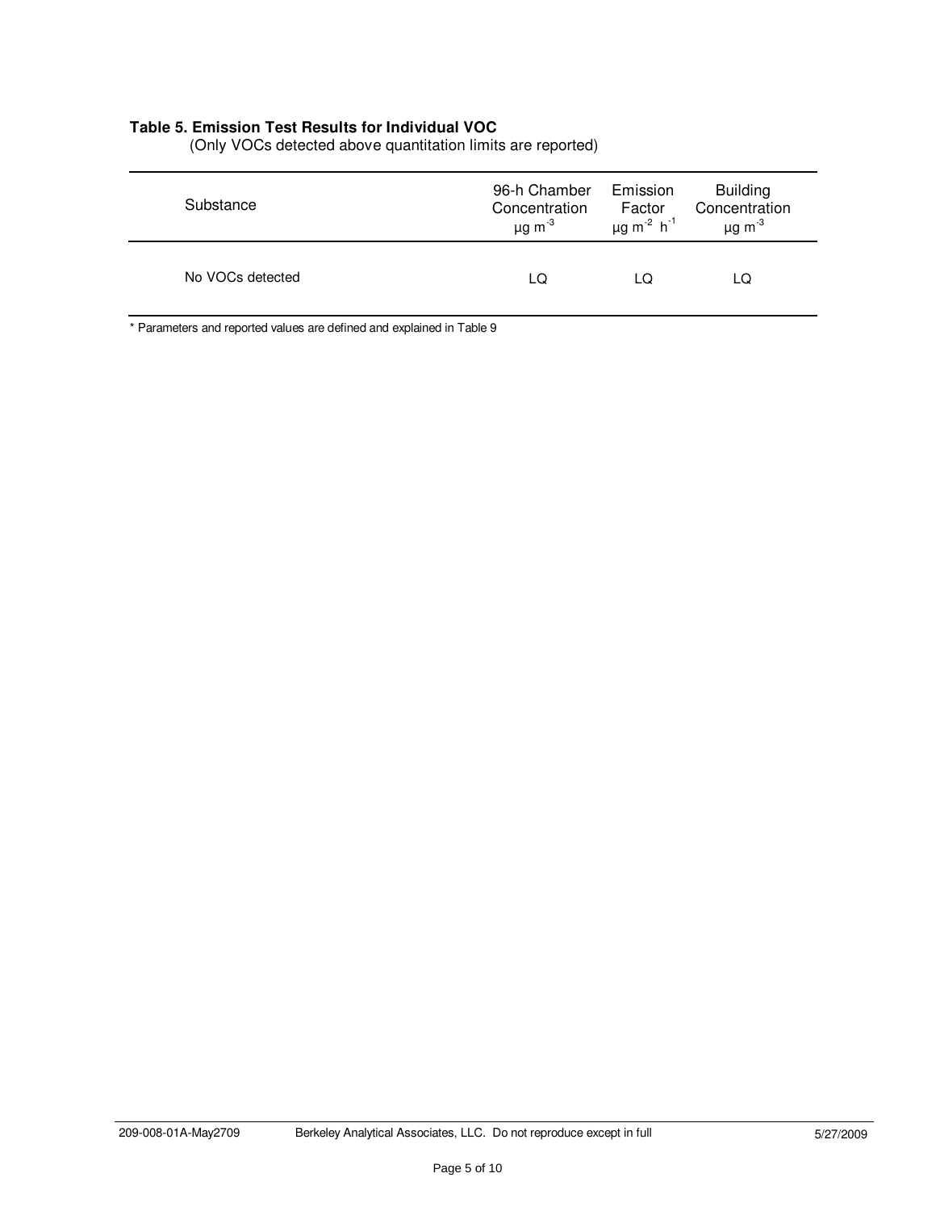**Table 5. Emission Test Results for Individual VOC**
(Only VOCs detected above quantitation limits are reported)

| Substance | 96-h Chamber Concentration $\mu g\ m^{-3}$ | Emission Factor $\mu g\ m^{-2}\ h^{-1}$ | Building Concentration $\mu g\ m^{-3}$ |
|---|---|---|---|
| No VOCs detected | LQ | LQ | LQ |

* Parameters and reported values are defined and explained in Table 9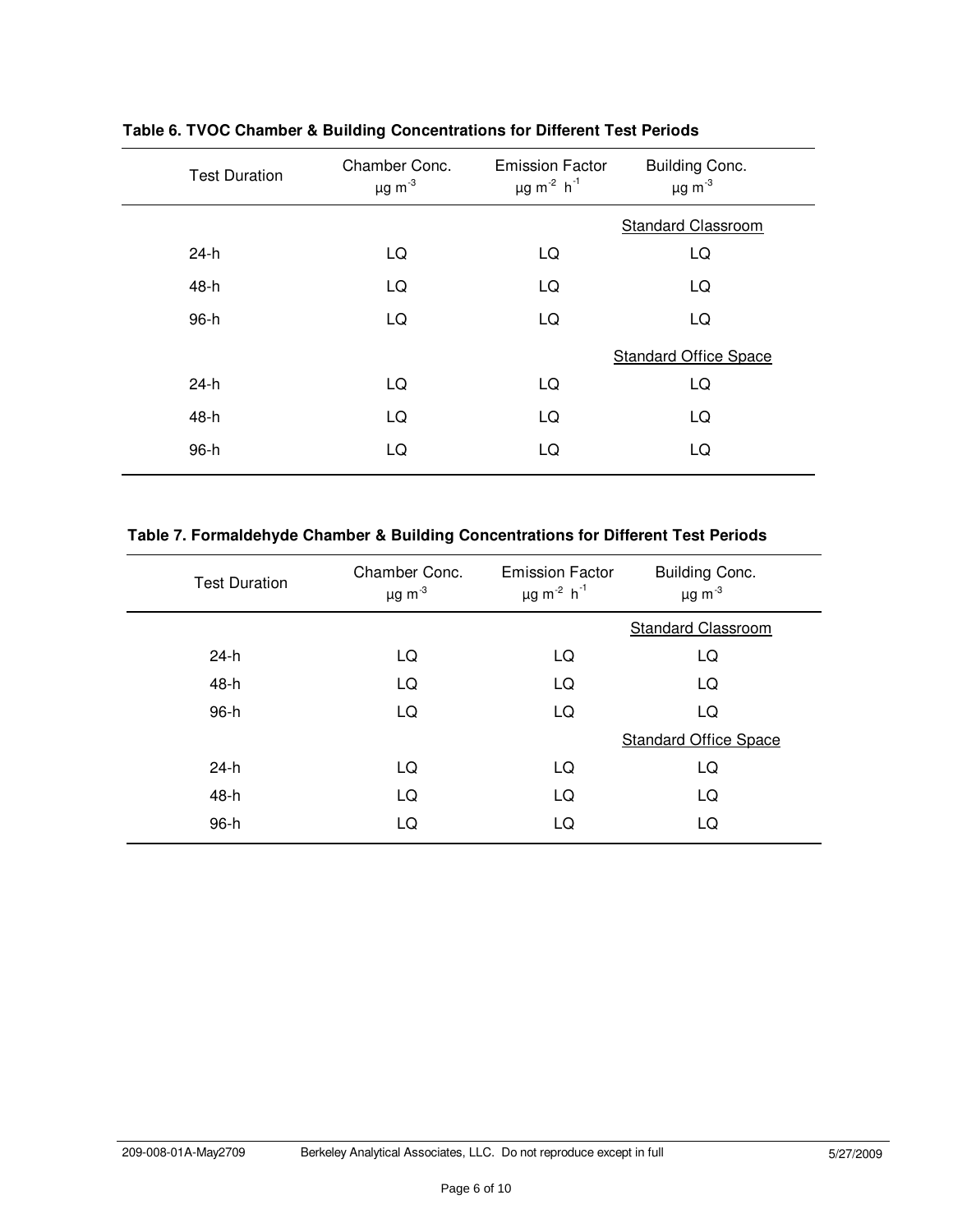**Table 6. TVOC Chamber & Building Concentrations for Different Test Periods**

| Test Duration | Chamber Conc. $\mu g\ m^{-3}$ | Emission Factor $\mu g\ m^{-2}\ h^{-1}$ | Building Conc. $\mu g\ m^{-3}$ |
|---|---|---|---|
| | | | Standard Classroom |
| 24-h | LQ | LQ | LQ |
| 48-h | LQ | LQ | LQ |
| 96-h | LQ | LQ | LQ |
| | | | Standard Office Space |
| 24-h | LQ | LQ | LQ |
| 48-h | LQ | LQ | LQ |
| 96-h | LQ | LQ | LQ |

**Table 7. Formaldehyde Chamber & Building Concentrations for Different Test Periods**

| Test Duration | Chamber Conc. $\mu g\ m^{-3}$ | Emission Factor $\mu g\ m^{-2}\ h^{-1}$ | Building Conc. $\mu g\ m^{-3}$ |
|---|---|---|---|
| | | | Standard Classroom |
| 24-h | LQ | LQ | LQ |
| 48-h | LQ | LQ | LQ |
| 96-h | LQ | LQ | LQ |
| | | | Standard Office Space |
| 24-h | LQ | LQ | LQ |
| 48-h | LQ | LQ | LQ |
| 96-h | LQ | LQ | LQ |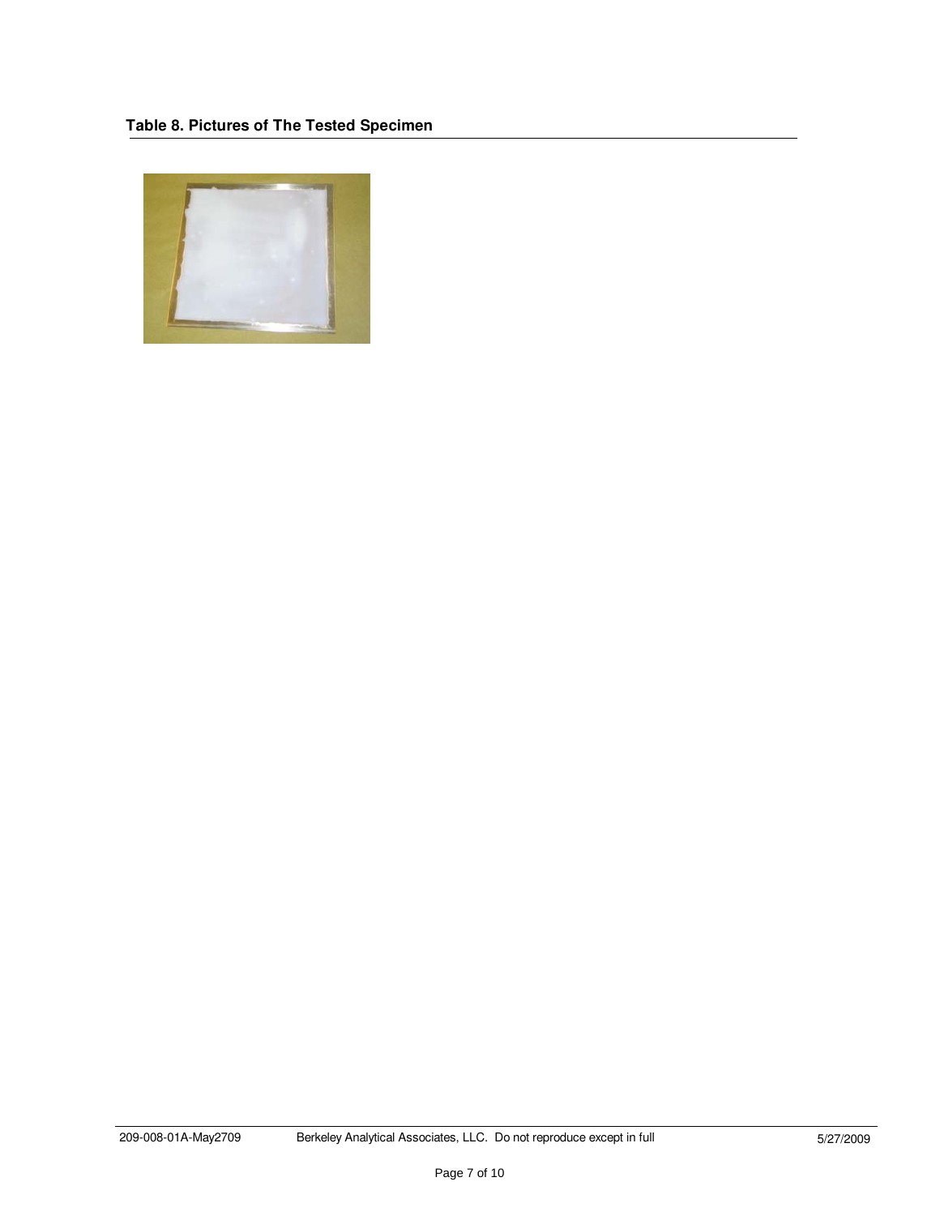**Table 8. Pictures of The Tested Specimen**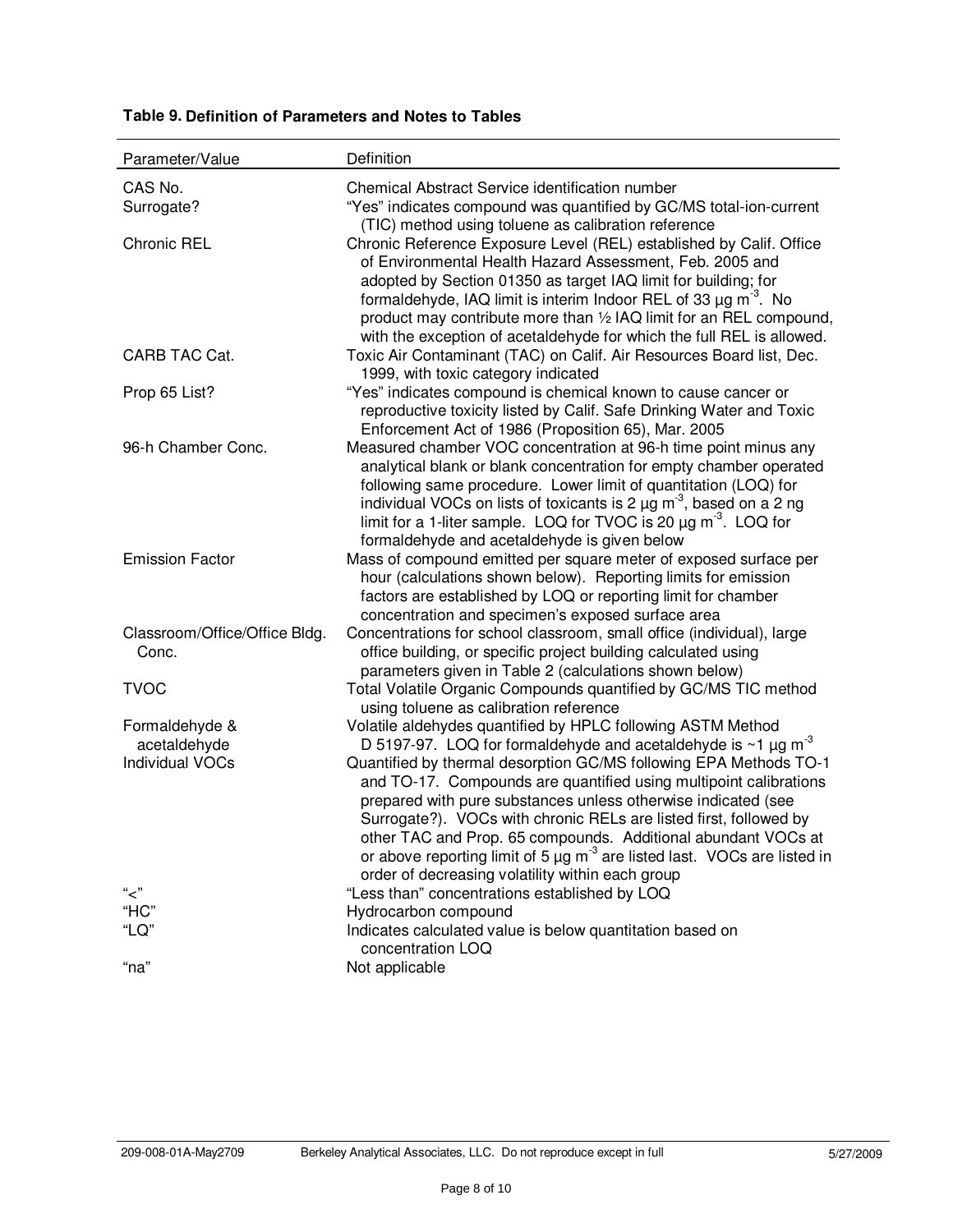**Table 9. Definition of Parameters and Notes to Tables**

| Parameter/Value | Definition |
|---|---|
| CAS No. | Chemical Abstract Service identification number |
| Surrogate? | "Yes" indicates compound was quantified by GC/MS total-ion-current (TIC) method using toluene as calibration reference |
| Chronic REL | Chronic Reference Exposure Level (REL) established by Calif. Office of Environmental Health Hazard Assessment, Feb. 2005 and adopted by Section 01350 as target IAQ limit for building; for formaldehyde, IAQ limit is interim Indoor REL of 33 µg $m^{-3}$. No product may contribute more than ½ IAQ limit for an REL compound, with the exception of acetaldehyde for which the full REL is allowed. |
| CARB TAC Cat. | Toxic Air Contaminant (TAC) on Calif. Air Resources Board list, Dec. 1999, with toxic category indicated |
| Prop 65 List? | "Yes" indicates compound is chemical known to cause cancer or reproductive toxicity listed by Calif. Safe Drinking Water and Toxic Enforcement Act of 1986 (Proposition 65), Mar. 2005 |
| 96-h Chamber Conc. | Measured chamber VOC concentration at 96-h time point minus any analytical blank or blank concentration for empty chamber operated following same procedure. Lower limit of quantitation (LOQ) for individual VOCs on lists of toxicants is 2 µg $m^{-3}$, based on a 2 ng limit for a 1-liter sample. LOQ for TVOC is 20 µg $m^{-3}$. LOQ for formaldehyde and acetaldehyde is given below |
| Emission Factor | Mass of compound emitted per square meter of exposed surface per hour (calculations shown below). Reporting limits for emission factors are established by LOQ or reporting limit for chamber concentration and specimen's exposed surface area |
| Classroom/Office/Office Bldg. Conc. | Concentrations for school classroom, small office (individual), large office building, or specific project building calculated using parameters given in Table 2 (calculations shown below) |
| TVOC | Total Volatile Organic Compounds quantified by GC/MS TIC method using toluene as calibration reference |
| Formaldehyde & acetaldehyde | Volatile aldehydes quantified by HPLC following ASTM Method D 5197-97. LOQ for formaldehyde and acetaldehyde is ~1 µg $m^{-3}$ |
| Individual VOCs | Quantified by thermal desorption GC/MS following EPA Methods TO-1 and TO-17. Compounds are quantified using multipoint calibrations prepared with pure substances unless otherwise indicated (see Surrogate?). VOCs with chronic RELs are listed first, followed by other TAC and Prop. 65 compounds. Additional abundant VOCs at or above reporting limit of 5 µg $m^{-3}$ are listed last. VOCs are listed in order of decreasing volatility within each group |
| "<" | "Less than" concentrations established by LOQ |
| "HC" | Hydrocarbon compound |
| "LQ" | Indicates calculated value is below quantitation based on concentration LOQ |
| "na" | Not applicable |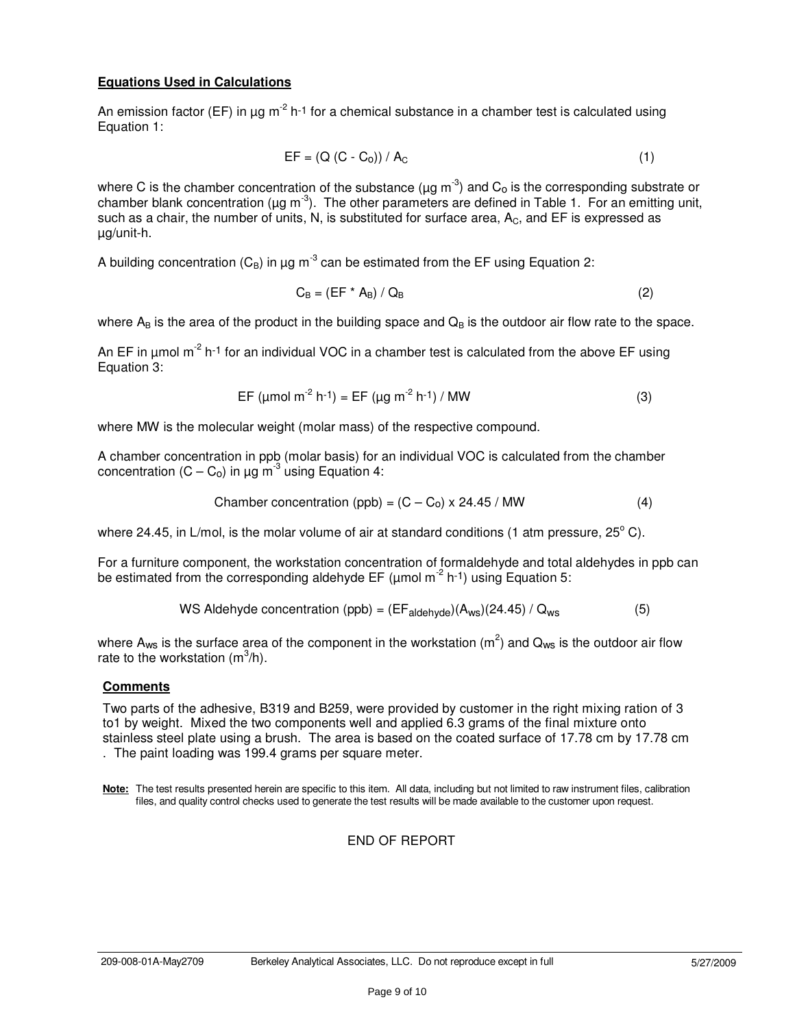**Equations Used in Calculations**

An emission factor (EF) in μg $m^{-2}$ $h^{-1}$ for a chemical substance in a chamber test is calculated using Equation 1:

$$EF = (Q\,(C - C_o)) / A_C \qquad (1)$$

where C is the chamber concentration of the substance (μg $m^{-3}$) and $C_o$ is the corresponding substrate or chamber blank concentration (μg $m^{-3}$). The other parameters are defined in Table 1. For an emitting unit, such as a chair, the number of units, N, is substituted for surface area, $A_C$, and EF is expressed as μg/unit-h.

A building concentration ($C_B$) in μg $m^{-3}$ can be estimated from the EF using Equation 2:

$$C_B = (EF * A_B) / Q_B \qquad (2)$$

where $A_B$ is the area of the product in the building space and $Q_B$ is the outdoor air flow rate to the space.

An EF in μmol $m^{-2}$ $h^{-1}$ for an individual VOC in a chamber test is calculated from the above EF using Equation 3:

$$EF\ (\mu mol\ m^{-2}\ h^{-1}) = EF\ (\mu g\ m^{-2}\ h^{-1}) / MW \qquad (3)$$

where MW is the molecular weight (molar mass) of the respective compound.

A chamber concentration in ppb (molar basis) for an individual VOC is calculated from the chamber concentration ($C - C_o$) in μg $m^{-3}$ using Equation 4:

$$\text{Chamber concentration (ppb)} = (C - C_o) \times 24.45 / MW \qquad (4)$$

where 24.45, in L/mol, is the molar volume of air at standard conditions (1 atm pressure, 25° C).

For a furniture component, the workstation concentration of formaldehyde and total aldehydes in ppb can be estimated from the corresponding aldehyde EF (μmol $m^{-2}$ $h^{-1}$) using Equation 5:

$$\text{WS Aldehyde concentration (ppb)} = (EF_{aldehyde})(A_{ws})(24.45) / Q_{ws} \qquad (5)$$

where $A_{ws}$ is the surface area of the component in the workstation ($m^2$) and $Q_{ws}$ is the outdoor air flow rate to the workstation ($m^3$/h).

**Comments**

Two parts of the adhesive, B319 and B259, were provided by customer in the right mixing ration of 3 to1 by weight. Mixed the two components well and applied 6.3 grams of the final mixture onto stainless steel plate using a brush. The area is based on the coated surface of 17.78 cm by 17.78 cm . The paint loading was 199.4 grams per square meter.

**Note:** The test results presented herein are specific to this item. All data, including but not limited to raw instrument files, calibration files, and quality control checks used to generate the test results will be made available to the customer upon request.

END OF REPORT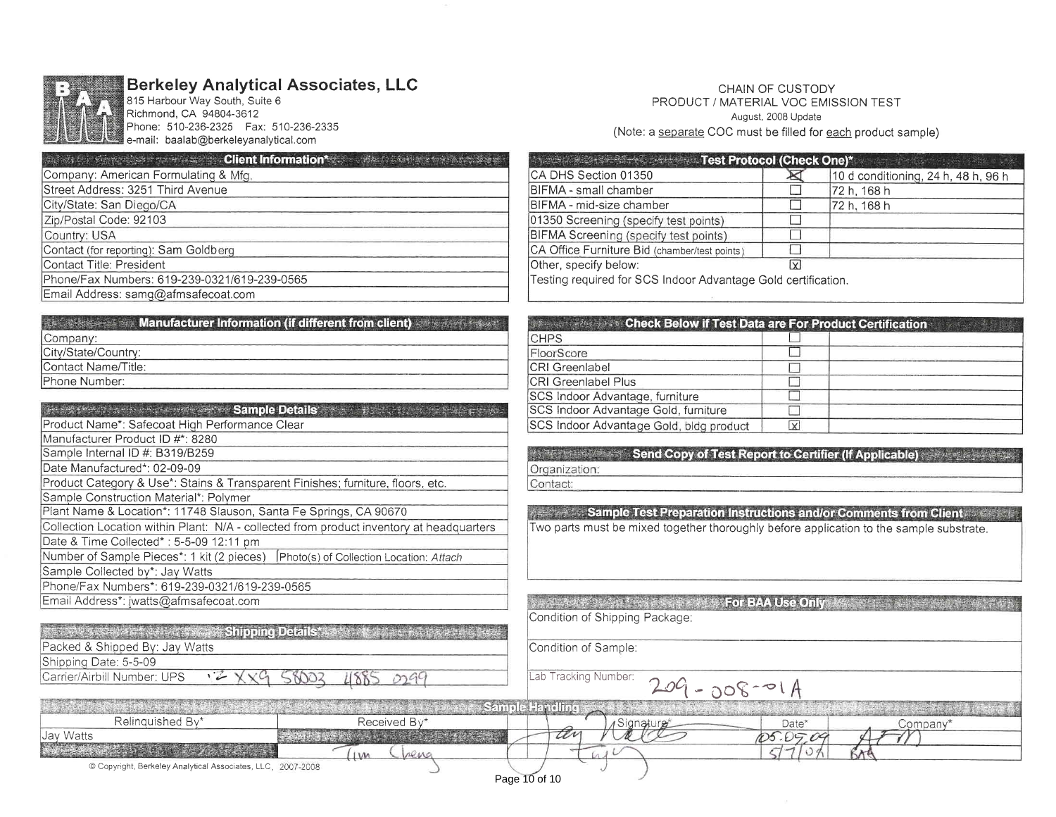# Berkeley Analytical Associates, LLC

815 Harbour Way South, Suite 6
Richmond, CA 94804-3612
Phone: 510-236-2325 Fax: 510-236-2335
e-mail: baalab@berkeleyanalytical.com

CHAIN OF CUSTODY
PRODUCT / MATERIAL VOC EMISSION TEST
August, 2008 Update
(Note: a separate COC must be filled for each product sample)

## Client Information*

| |
|---|
| Company: American Formulating & Mfg. |
| Street Address: 3251 Third Avenue |
| City/State: San Diego/CA |
| Zip/Postal Code: 92103 |
| Country: USA |
| Contact (for reporting): Sam Goldberg |
| Contact Title: President |
| Phone/Fax Numbers: 619-239-0321/619-239-0565 |
| Email Address: samg@afmsafecoat.com |

## Test Protocol (Check One)*

| | | |
|---|---|---|
| CA DHS Section 01350 | ☒ | 10 d conditioning, 24 h, 48 h, 96 h |
| BIFMA - small chamber | ☐ | 72 h, 168 h |
| BIFMA - mid-size chamber | ☐ | 72 h, 168 h |
| 01350 Screening (specify test points) | ☐ | |
| BIFMA Screening (specify test points) | ☐ | |
| CA Office Furniture Bid (chamber/test points) | ☐ | |
| Other, specify below: | ☒ | |
| Testing required for SCS Indoor Advantage Gold certification. | | |

## Manufacturer Information (if different from client)

| |
|---|
| Company: |
| City/State/Country: |
| Contact Name/Title: |
| Phone Number: |

## Check Below if Test Data are For Product Certification

| | | |
|---|---|---|
| CHPS | ☐ | |
| FloorScore | ☐ | |
| CRI Greenlabel | ☐ | |
| CRI Greenlabel Plus | ☐ | |
| SCS Indoor Advantage, furniture | ☐ | |
| SCS Indoor Advantage Gold, furniture | ☐ | |
| SCS Indoor Advantage Gold, bldg product | ☒ | |

## Sample Details

| |
|---|
| Product Name*: Safecoat High Performance Clear |
| Manufacturer Product ID #*: 8280 |
| Sample Internal ID #: B319/B259 |
| Date Manufactured*: 02-09-09 |
| Product Category & Use*: Stains & Transparent Finishes; furniture, floors, etc. |
| Sample Construction Material*: Polymer |
| Plant Name & Location*: 11748 Slauson, Santa Fe Springs, CA 90670 |
| Collection Location within Plant: N/A - collected from product inventory at headquarters |
| Date & Time Collected* : 5-5-09 12:11 pm |
| Number of Sample Pieces*: 1 kit (2 pieces) Photo(s) of Collection Location: *Attach* |
| Sample Collected by*: Jay Watts |
| Phone/Fax Numbers*: 619-239-0321/619-239-0565 |
| Email Address*: jwatts@afmsafecoat.com |

## Send Copy of Test Report to Certifier (If Applicable)

| |
|---|
| Organization: |
| Contact: |

## Sample Test Preparation Instructions and/or Comments from Client

Two parts must be mixed together thoroughly before application to the sample substrate.

## Shipping Details*

| |
|---|
| Packed & Shipped By: Jay Watts |
| Shipping Date: 5-5-09 |
| Carrier/Airbill Number: UPS 1Z XX9 58003 4885 0299 |

## For BAA Use Only

| |
|---|
| Condition of Shipping Package: |
| Condition of Sample: |
| Lab Tracking Number: 209-008-01A |

## Sample Handling

| Relinquished By* | Received By* | Signature* | Date* | Company* |
|---|---|---|---|---|
| Jay Watts | | Jay Watts | 05.05.09 | AFM |
| | Tim Cheng | Tim Cheng | 5/7/09 | BAA |

© Copyright, Berkeley Analytical Associates, LLC, 2007-2008